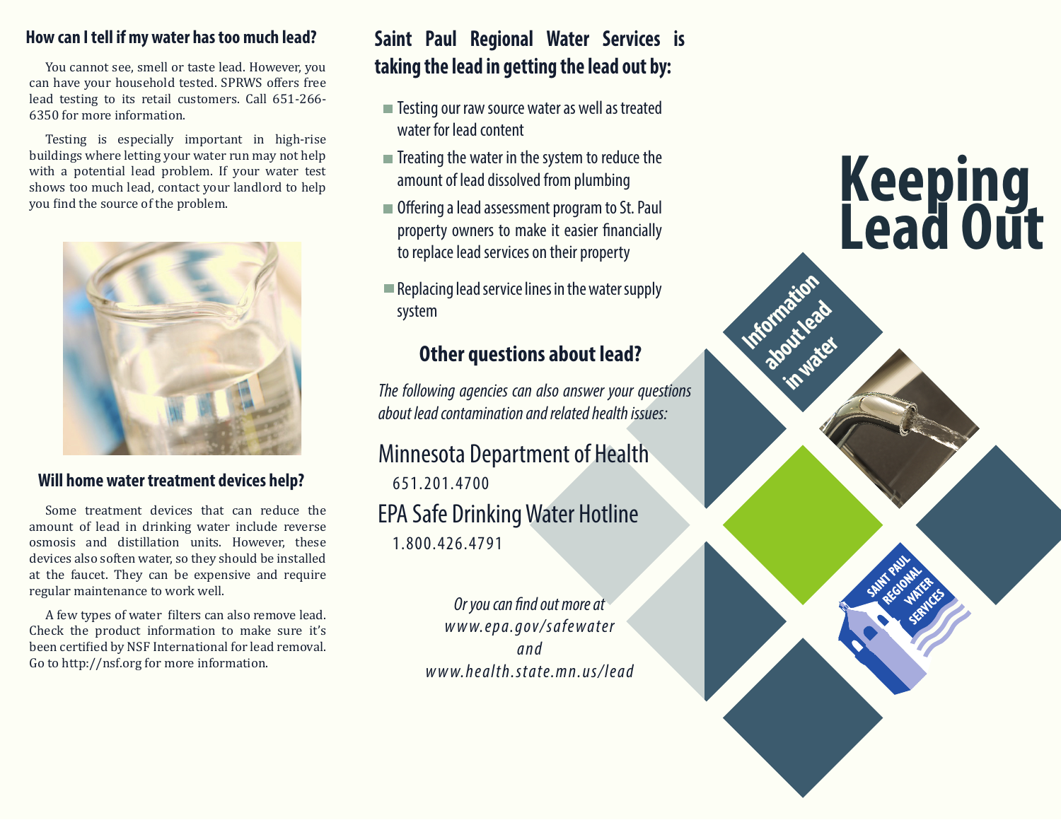## How can I tell if my water has too much lead?

You cannot see, smell or taste lead. However, you can have your household tested. SPRWS offers free lead testing to its retail customers. Call 651-266-6350 for more information.

Testing is especially important in high-rise buildings where letting your water run may not help with a potential lead problem. If your water test shows too much lead, contact your landlord to help you find the source of the problem.

## Will home water treatment devices help?

Some treatment devices that can reduce the amount of lead in drinking water include reverse osmosis and distillation units. However, these devices also soften water, so they should be installed at the faucet. They can be expensive and require regular maintenance to work well.

A few types of water filters can also remove lead. Check the product information to make sure it's been certified by NSF International for lead removal. Go to http://nsf.org for more information.

## Saint Paul Regional Water Services is taking the lead in getting the lead out by:

- Testing our raw source water as well as treated water for lead content
- Treating the water in the system to reduce the amount of lead dissolved from plumbing
- Offering a lead assessment program to St. Paul property owners to make it easier financially to replace lead services on their property
- Replacing lead service lines in the water supply system

## Other questions about lead?

*The following agencies can also answer your questions about lead contamination and related health issues:*

Minnesota Department of Health
651.201.4700

EPA Safe Drinking Water Hotline
1.800.426.4791

*Or you can find out more at*
*www.epa.gov/safewater*
*and*
*www.health.state.mn.us/lead*

# Keeping Lead Out

**Information about lead in water**

SAINT PAUL REGIONAL WATER SERVICES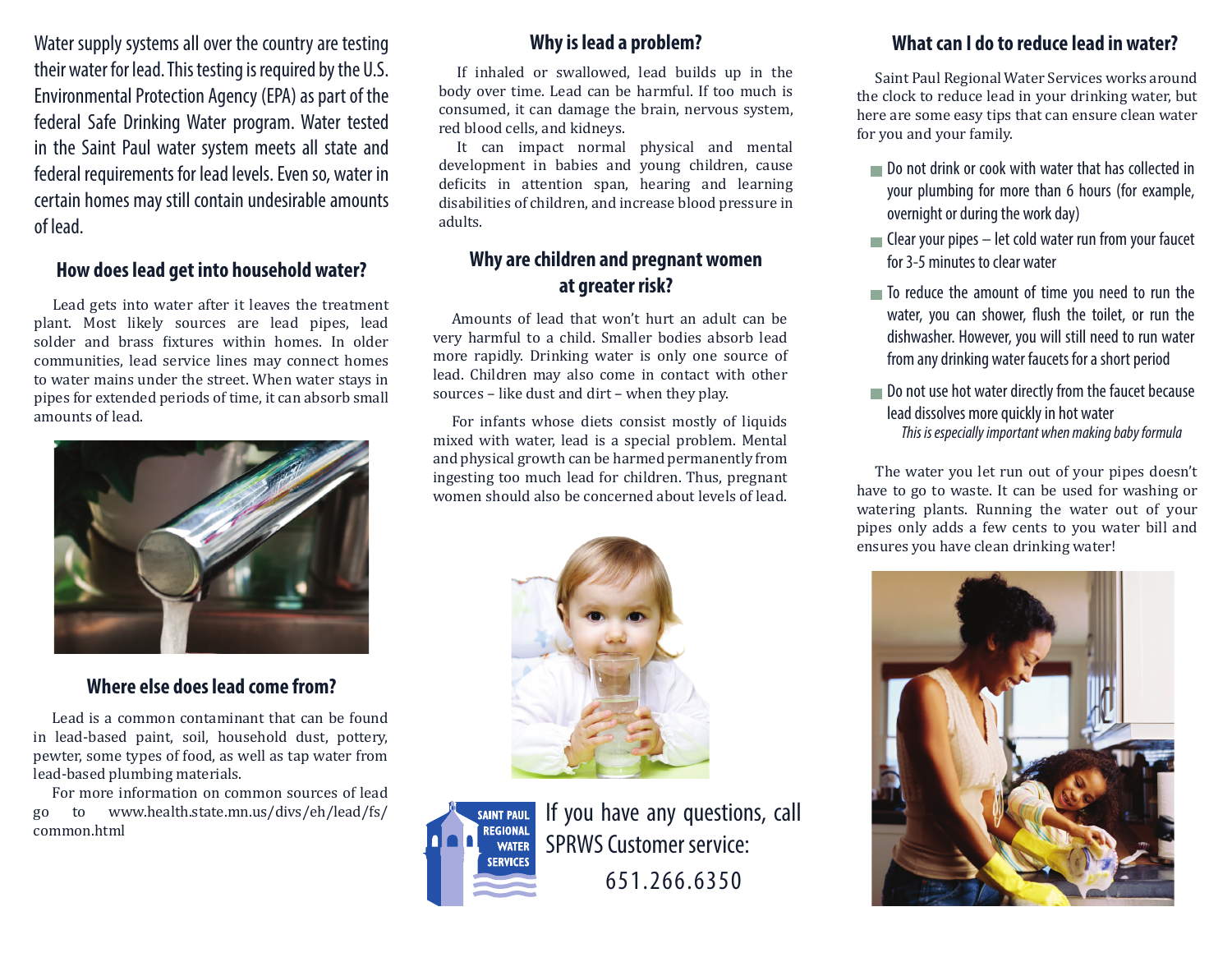Water supply systems all over the country are testing their water for lead. This testing is required by the U.S. Environmental Protection Agency (EPA) as part of the federal Safe Drinking Water program. Water tested in the Saint Paul water system meets all state and federal requirements for lead levels. Even so, water in certain homes may still contain undesirable amounts of lead.

## How does lead get into household water?

Lead gets into water after it leaves the treatment plant. Most likely sources are lead pipes, lead solder and brass fixtures within homes. In older communities, lead service lines may connect homes to water mains under the street. When water stays in pipes for extended periods of time, it can absorb small amounts of lead.

## Where else does lead come from?

Lead is a common contaminant that can be found in lead-based paint, soil, household dust, pottery, pewter, some types of food, as well as tap water from lead-based plumbing materials.

For more information on common sources of lead go to www.health.state.mn.us/divs/eh/lead/fs/common.html

## Why is lead a problem?

If inhaled or swallowed, lead builds up in the body over time. Lead can be harmful. If too much is consumed, it can damage the brain, nervous system, red blood cells, and kidneys.

It can impact normal physical and mental development in babies and young children, cause deficits in attention span, hearing and learning disabilities of children, and increase blood pressure in adults.

## Why are children and pregnant women at greater risk?

Amounts of lead that won't hurt an adult can be very harmful to a child. Smaller bodies absorb lead more rapidly. Drinking water is only one source of lead. Children may also come in contact with other sources – like dust and dirt – when they play.

For infants whose diets consist mostly of liquids mixed with water, lead is a special problem. Mental and physical growth can be harmed permanently from ingesting too much lead for children. Thus, pregnant women should also be concerned about levels of lead.

SAINT PAUL REGIONAL WATER SERVICES

If you have any questions, call SPRWS Customer service:

651.266.6350

## What can I do to reduce lead in water?

Saint Paul Regional Water Services works around the clock to reduce lead in your drinking water, but here are some easy tips that can ensure clean water for you and your family.

- Do not drink or cook with water that has collected in your plumbing for more than 6 hours (for example, overnight or during the work day)
- Clear your pipes – let cold water run from your faucet for 3-5 minutes to clear water
- To reduce the amount of time you need to run the water, you can shower, flush the toilet, or run the dishwasher. However, you will still need to run water from any drinking water faucets for a short period
- Do not use hot water directly from the faucet because lead dissolves more quickly in hot water
  *This is especially important when making baby formula*

The water you let run out of your pipes doesn't have to go to waste. It can be used for washing or watering plants. Running the water out of your pipes only adds a few cents to you water bill and ensures you have clean drinking water!